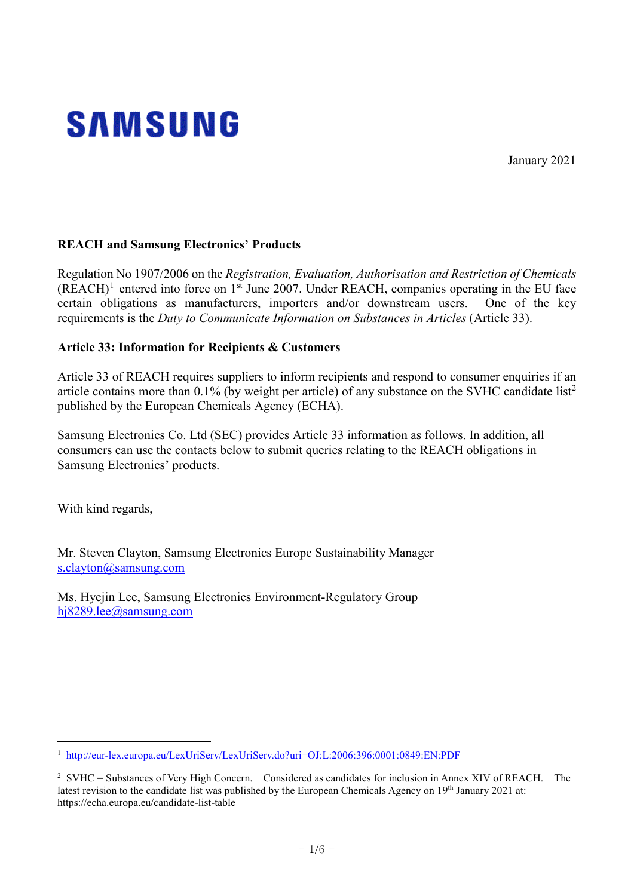SAMSUNG

January 2021

**REACH and Samsung Electronics' Products**

Regulation No 1907/2006 on the *Registration, Evaluation, Authorisation and Restriction of Chemicals* (REACH)[1] entered into force on 1st June 2007. Under REACH, companies operating in the EU face certain obligations as manufacturers, importers and/or downstream users. One of the key requirements is the *Duty to Communicate Information on Substances in Articles* (Article 33).

**Article 33: Information for Recipients & Customers**

Article 33 of REACH requires suppliers to inform recipients and respond to consumer enquiries if an article contains more than 0.1% (by weight per article) of any substance on the SVHC candidate list[2] published by the European Chemicals Agency (ECHA).

Samsung Electronics Co. Ltd (SEC) provides Article 33 information as follows. In addition, all consumers can use the contacts below to submit queries relating to the REACH obligations in Samsung Electronics' products.

With kind regards,

Mr. Steven Clayton, Samsung Electronics Europe Sustainability Manager
s.clayton@samsung.com

Ms. Hyejin Lee, Samsung Electronics Environment-Regulatory Group
hj8289.lee@samsung.com

---

[1] http://eur-lex.europa.eu/LexUriServ/LexUriServ.do?uri=OJ:L:2006:396:0001:0849:EN:PDF

[2] SVHC = Substances of Very High Concern. Considered as candidates for inclusion in Annex XIV of REACH. The latest revision to the candidate list was published by the European Chemicals Agency on 19th January 2021 at: https://echa.europa.eu/candidate-list-table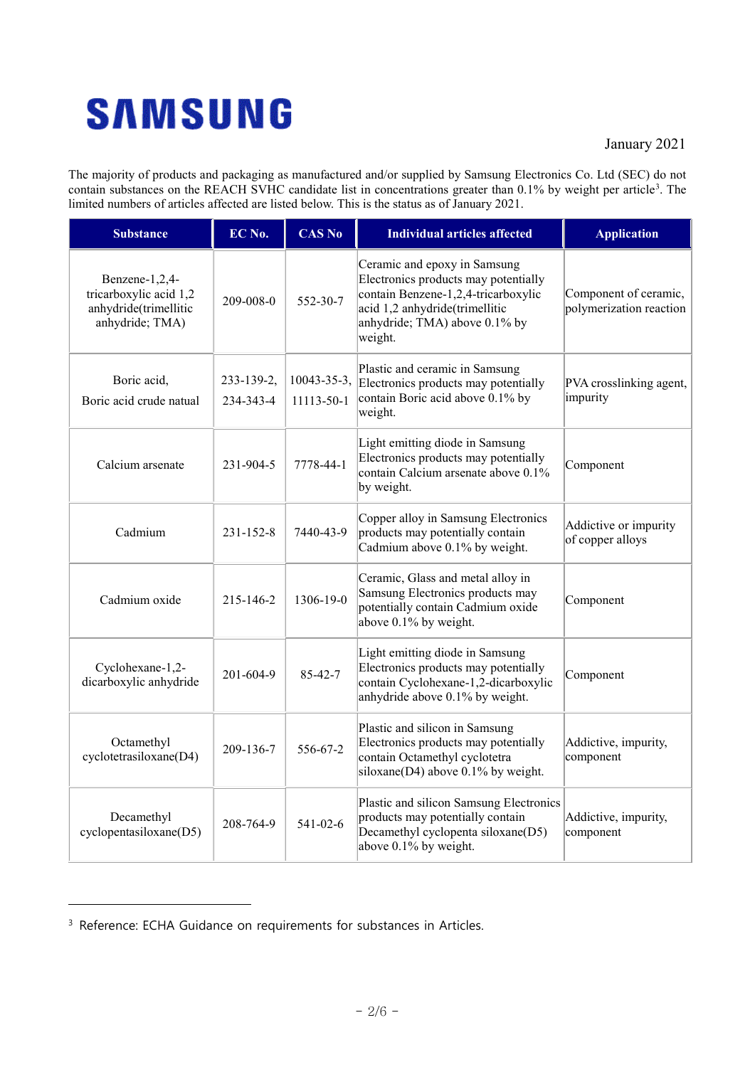SAMSUNG

January 2021

The majority of products and packaging as manufactured and/or supplied by Samsung Electronics Co. Ltd (SEC) do not contain substances on the REACH SVHC candidate list in concentrations greater than 0.1% by weight per article[3]. The limited numbers of articles affected are listed below. This is the status as of January 2021.

| Substance | EC No. | CAS No | Individual articles affected | Application |
|---|---|---|---|---|
| Benzene-1,2,4-tricarboxylic acid 1,2 anhydride(trimellitic anhydride; TMA) | 209-008-0 | 552-30-7 | Ceramic and epoxy in Samsung Electronics products may potentially contain Benzene-1,2,4-tricarboxylic acid 1,2 anhydride(trimellitic anhydride; TMA) above 0.1% by weight. | Component of ceramic, polymerization reaction |
| Boric acid, Boric acid crude natual | 233-139-2, 234-343-4 | 10043-35-3, 11113-50-1 | Plastic and ceramic in Samsung Electronics products may potentially contain Boric acid above 0.1% by weight. | PVA crosslinking agent, impurity |
| Calcium arsenate | 231-904-5 | 7778-44-1 | Light emitting diode in Samsung Electronics products may potentially contain Calcium arsenate above 0.1% by weight. | Component |
| Cadmium | 231-152-8 | 7440-43-9 | Copper alloy in Samsung Electronics products may potentially contain Cadmium above 0.1% by weight. | Addictive or impurity of copper alloys |
| Cadmium oxide | 215-146-2 | 1306-19-0 | Ceramic, Glass and metal alloy in Samsung Electronics products may potentially contain Cadmium oxide above 0.1% by weight. | Component |
| Cyclohexane-1,2-dicarboxylic anhydride | 201-604-9 | 85-42-7 | Light emitting diode in Samsung Electronics products may potentially contain Cyclohexane-1,2-dicarboxylic anhydride above 0.1% by weight. | Component |
| Octamethyl cyclotetrasiloxane(D4) | 209-136-7 | 556-67-2 | Plastic and silicon in Samsung Electronics products may potentially contain Octamethyl cyclotetra siloxane(D4) above 0.1% by weight. | Addictive, impurity, component |
| Decamethyl cyclopentasiloxane(D5) | 208-764-9 | 541-02-6 | Plastic and silicon Samsung Electronics products may potentially contain Decamethyl cyclopenta siloxane(D5) above 0.1% by weight. | Addictive, impurity, component |

[3] Reference: ECHA Guidance on requirements for substances in Articles.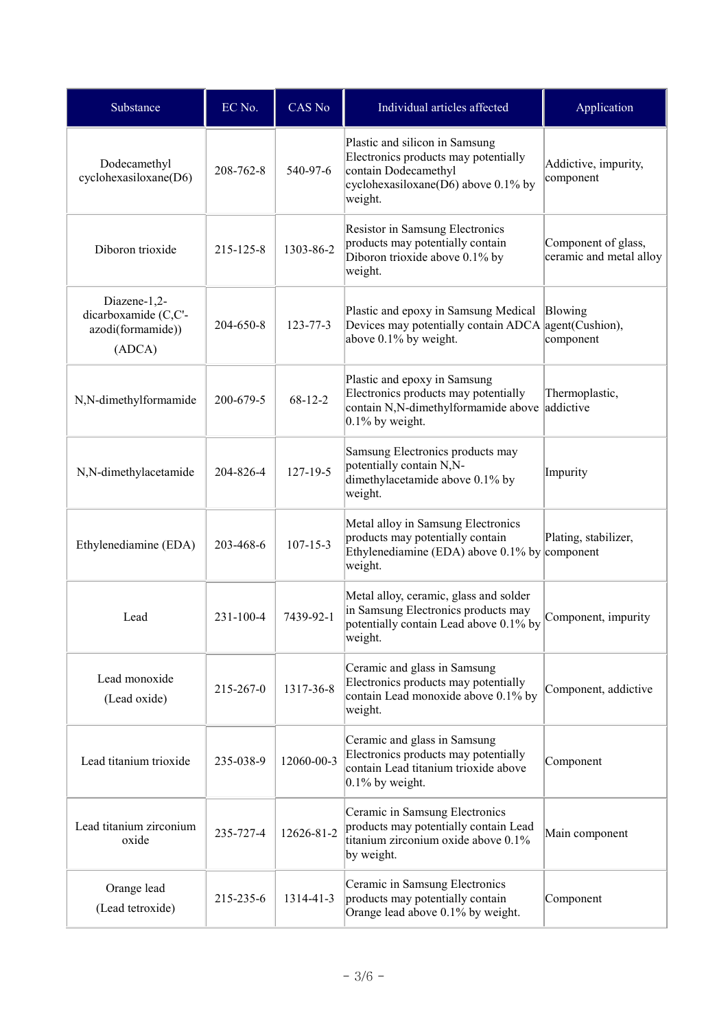| Substance | EC No. | CAS No | Individual articles affected | Application |
| --- | --- | --- | --- | --- |
| Dodecamethyl cyclohexasiloxane(D6) | 208-762-8 | 540-97-6 | Plastic and silicon in Samsung Electronics products may potentially contain Dodecamethyl cyclohexasiloxane(D6) above 0.1% by weight. | Addictive, impurity, component |
| Diboron trioxide | 215-125-8 | 1303-86-2 | Resistor in Samsung Electronics products may potentially contain Diboron trioxide above 0.1% by weight. | Component of glass, ceramic and metal alloy |
| Diazene-1,2-dicarboxamide (C,C'-azodi(formamide)) (ADCA) | 204-650-8 | 123-77-3 | Plastic and epoxy in Samsung Medical Devices may potentially contain ADCA above 0.1% by weight. | Blowing agent(Cushion), component |
| N,N-dimethylformamide | 200-679-5 | 68-12-2 | Plastic and epoxy in Samsung Electronics products may potentially contain N,N-dimethylformamide above 0.1% by weight. | Thermoplastic, addictive |
| N,N-dimethylacetamide | 204-826-4 | 127-19-5 | Samsung Electronics products may potentially contain N,N-dimethylacetamide above 0.1% by weight. | Impurity |
| Ethylenediamine (EDA) | 203-468-6 | 107-15-3 | Metal alloy in Samsung Electronics products may potentially contain Ethylenediamine (EDA) above 0.1% by weight. | Plating, stabilizer, component |
| Lead | 231-100-4 | 7439-92-1 | Metal alloy, ceramic, glass and solder in Samsung Electronics products may potentially contain Lead above 0.1% by weight. | Component, impurity |
| Lead monoxide (Lead oxide) | 215-267-0 | 1317-36-8 | Ceramic and glass in Samsung Electronics products may potentially contain Lead monoxide above 0.1% by weight. | Component, addictive |
| Lead titanium trioxide | 235-038-9 | 12060-00-3 | Ceramic and glass in Samsung Electronics products may potentially contain Lead titanium trioxide above 0.1% by weight. | Component |
| Lead titanium zirconium oxide | 235-727-4 | 12626-81-2 | Ceramic in Samsung Electronics products may potentially contain Lead titanium zirconium oxide above 0.1% by weight. | Main component |
| Orange lead (Lead tetroxide) | 215-235-6 | 1314-41-3 | Ceramic in Samsung Electronics products may potentially contain Orange lead above 0.1% by weight. | Component |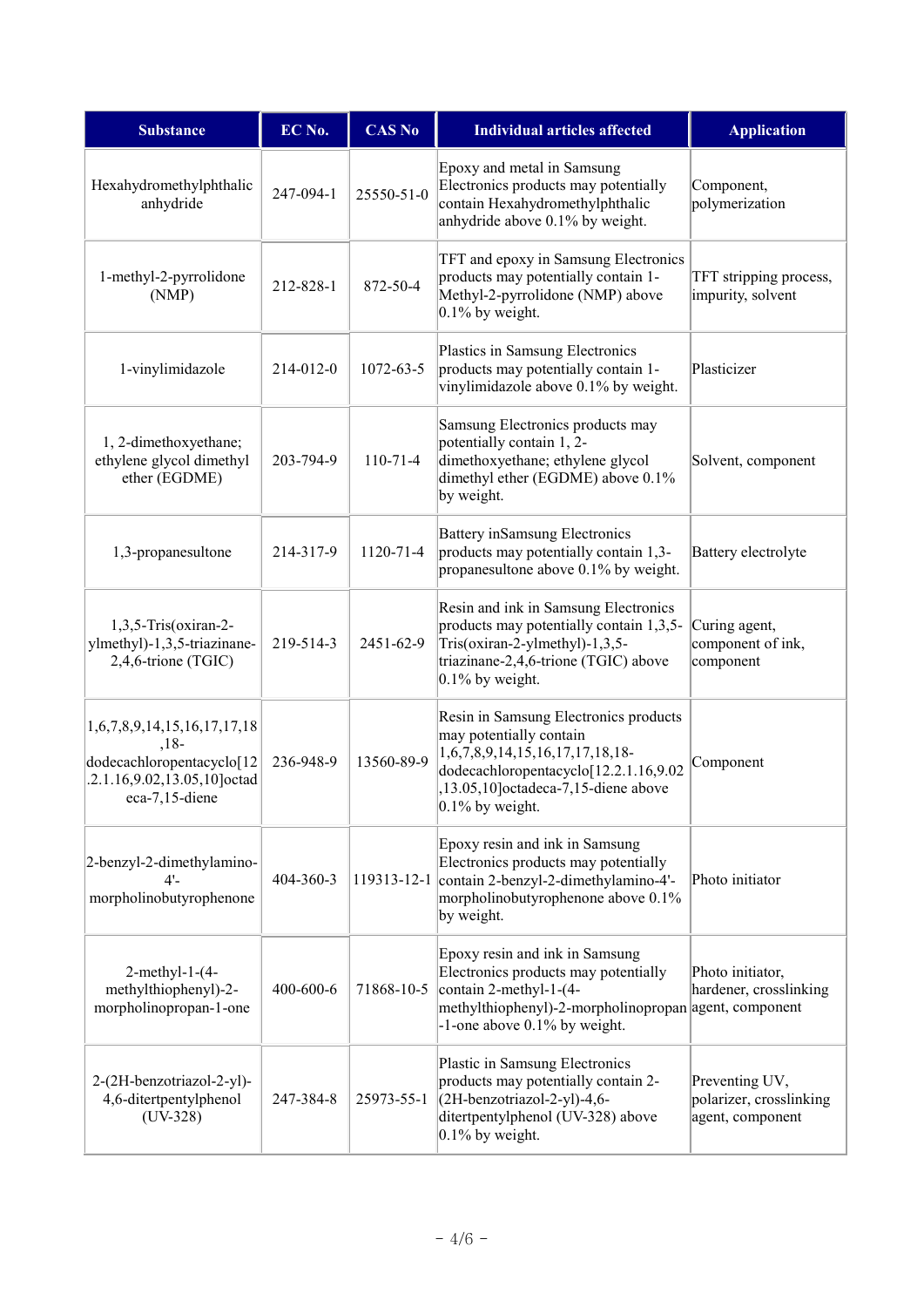| Substance | EC No. | CAS No | Individual articles affected | Application |
|---|---|---|---|---|
| Hexahydromethylphthalic anhydride | 247-094-1 | 25550-51-0 | Epoxy and metal in Samsung Electronics products may potentially contain Hexahydromethylphthalic anhydride above 0.1% by weight. | Component, polymerization |
| 1-methyl-2-pyrrolidone (NMP) | 212-828-1 | 872-50-4 | TFT and epoxy in Samsung Electronics products may potentially contain 1-Methyl-2-pyrrolidone (NMP) above 0.1% by weight. | TFT stripping process, impurity, solvent |
| 1-vinylimidazole | 214-012-0 | 1072-63-5 | Plastics in Samsung Electronics products may potentially contain 1-vinylimidazole above 0.1% by weight. | Plasticizer |
| 1, 2-dimethoxyethane; ethylene glycol dimethyl ether (EGDME) | 203-794-9 | 110-71-4 | Samsung Electronics products may potentially contain 1, 2-dimethoxyethane; ethylene glycol dimethyl ether (EGDME) above 0.1% by weight. | Solvent, component |
| 1,3-propanesultone | 214-317-9 | 1120-71-4 | Battery inSamsung Electronics products may potentially contain 1,3-propanesultone above 0.1% by weight. | Battery electrolyte |
| 1,3,5-Tris(oxiran-2-ylmethyl)-1,3,5-triazinane-2,4,6-trione (TGIC) | 219-514-3 | 2451-62-9 | Resin and ink in Samsung Electronics products may potentially contain 1,3,5-Tris(oxiran-2-ylmethyl)-1,3,5-triazinane-2,4,6-trione (TGIC) above 0.1% by weight. | Curing agent, component of ink, component |
| 1,6,7,8,9,14,15,16,17,17,18,18-dodecachloropentacyclo[12.2.1.16,9.02,13.05,10]octadeca-7,15-diene | 236-948-9 | 13560-89-9 | Resin in Samsung Electronics products may potentially contain 1,6,7,8,9,14,15,16,17,17,18,18-dodecachloropentacyclo[12.2.1.16,9.02,13.05,10]octadeca-7,15-diene above 0.1% by weight. | Component |
| 2-benzyl-2-dimethylamino-4'-morpholinobutyrophenone | 404-360-3 | 119313-12-1 | Epoxy resin and ink in Samsung Electronics products may potentially contain 2-benzyl-2-dimethylamino-4'-morpholinobutyrophenone above 0.1% by weight. | Photo initiator |
| 2-methyl-1-(4-methylthiophenyl)-2-morpholinopropan-1-one | 400-600-6 | 71868-10-5 | Epoxy resin and ink in Samsung Electronics products may potentially contain 2-methyl-1-(4-methylthiophenyl)-2-morpholinopropan-1-one above 0.1% by weight. | Photo initiator, hardener, crosslinking agent, component |
| 2-(2H-benzotriazol-2-yl)-4,6-ditertpentylphenol (UV-328) | 247-384-8 | 25973-55-1 | Plastic in Samsung Electronics products may potentially contain 2-(2H-benzotriazol-2-yl)-4,6-ditertpentylphenol (UV-328) above 0.1% by weight. | Preventing UV, polarizer, crosslinking agent, component |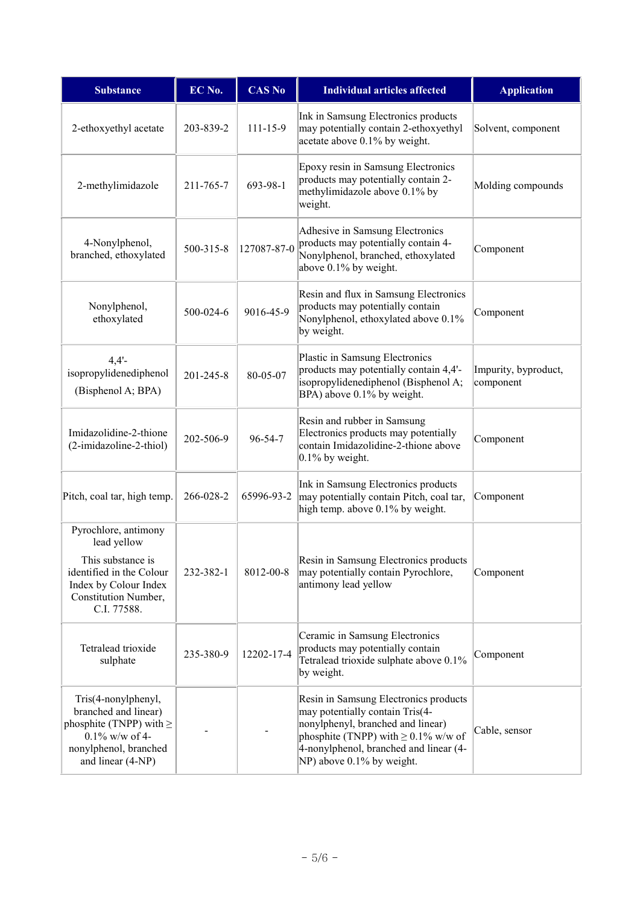| Substance | EC No. | CAS No | Individual articles affected | Application |
|---|---|---|---|---|
| 2-ethoxyethyl acetate | 203-839-2 | 111-15-9 | Ink in Samsung Electronics products may potentially contain 2-ethoxyethyl acetate above 0.1% by weight. | Solvent, component |
| 2-methylimidazole | 211-765-7 | 693-98-1 | Epoxy resin in Samsung Electronics products may potentially contain 2-methylimidazole above 0.1% by weight. | Molding compounds |
| 4-Nonylphenol, branched, ethoxylated | 500-315-8 | 127087-87-0 | Adhesive in Samsung Electronics products may potentially contain 4-Nonylphenol, branched, ethoxylated above 0.1% by weight. | Component |
| Nonylphenol, ethoxylated | 500-024-6 | 9016-45-9 | Resin and flux in Samsung Electronics products may potentially contain Nonylphenol, ethoxylated above 0.1% by weight. | Component |
| 4,4'-isopropylidenediphenol (Bisphenol A; BPA) | 201-245-8 | 80-05-07 | Plastic in Samsung Electronics products may potentially contain 4,4'-isopropylidenediphenol (Bisphenol A; BPA) above 0.1% by weight. | Impurity, byproduct, component |
| Imidazolidine-2-thione (2-imidazoline-2-thiol) | 202-506-9 | 96-54-7 | Resin and rubber in Samsung Electronics products may potentially contain Imidazolidine-2-thione above 0.1% by weight. | Component |
| Pitch, coal tar, high temp. | 266-028-2 | 65996-93-2 | Ink in Samsung Electronics products may potentially contain Pitch, coal tar, high temp. above 0.1% by weight. | Component |
| Pyrochlore, antimony lead yellow<br><br>This substance is identified in the Colour Index by Colour Index Constitution Number, C.I. 77588. | 232-382-1 | 8012-00-8 | Resin in Samsung Electronics products may potentially contain Pyrochlore, antimony lead yellow | Component |
| Tetralead trioxide sulphate | 235-380-9 | 12202-17-4 | Ceramic in Samsung Electronics products may potentially contain Tetralead trioxide sulphate above 0.1% by weight. | Component |
| Tris(4-nonylphenyl, branched and linear) phosphite (TNPP) with ≥ 0.1% w/w of 4-nonylphenol, branched and linear (4-NP) | - | - | Resin in Samsung Electronics products may potentially contain Tris(4-nonylphenyl, branched and linear) phosphite (TNPP) with ≥ 0.1% w/w of 4-nonylphenol, branched and linear (4-NP) above 0.1% by weight. | Cable, sensor |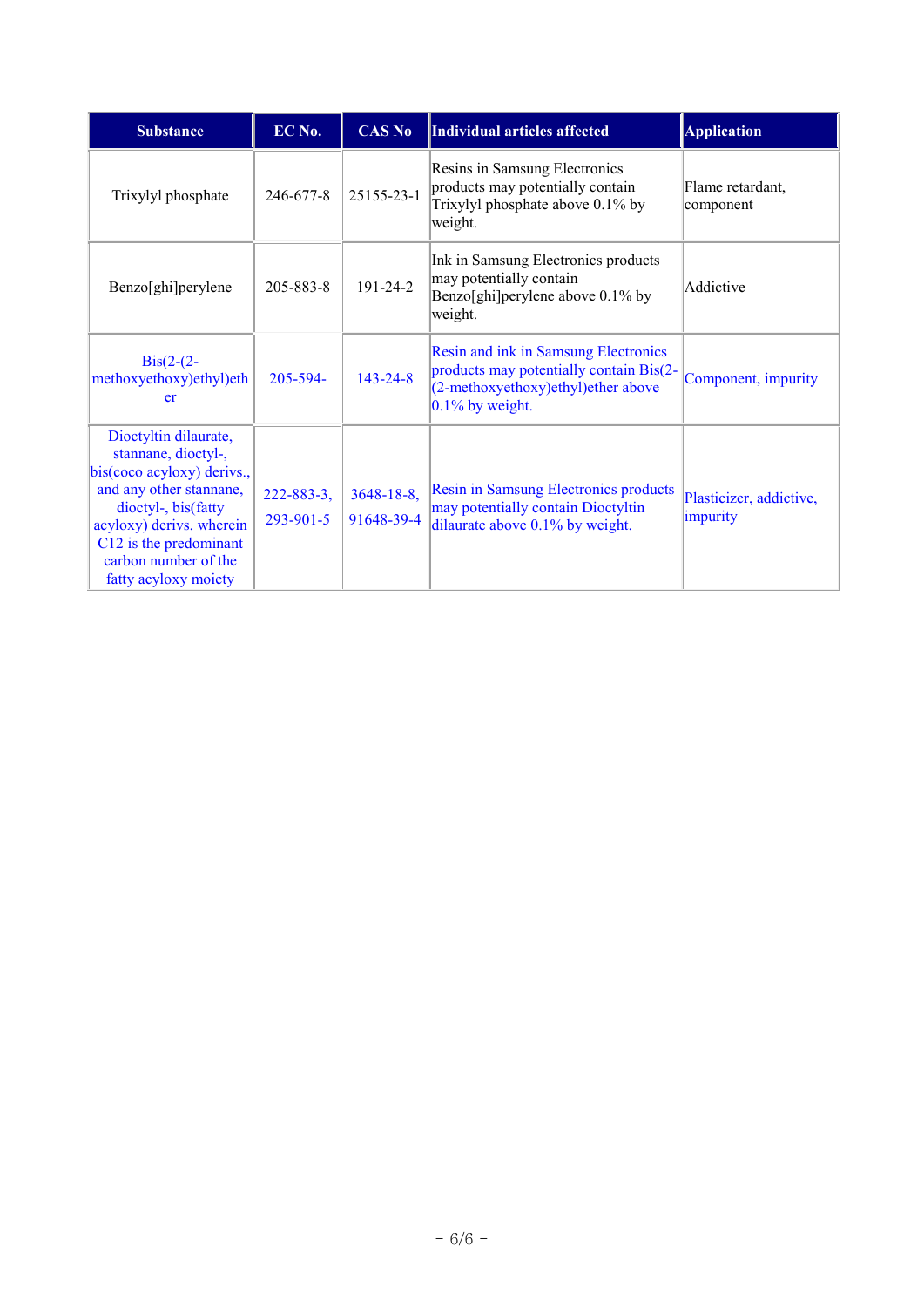| Substance | EC No. | CAS No | Individual articles affected | Application |
|---|---|---|---|---|
| Trixylyl phosphate | 246-677-8 | 25155-23-1 | Resins in Samsung Electronics products may potentially contain Trixylyl phosphate above 0.1% by weight. | Flame retardant, component |
| Benzo[ghi]perylene | 205-883-8 | 191-24-2 | Ink in Samsung Electronics products may potentially contain Benzo[ghi]perylene above 0.1% by weight. | Addictive |
| Bis(2-(2-methoxyethoxy)ethyl)ether | 205-594- | 143-24-8 | Resin and ink in Samsung Electronics products may potentially contain Bis(2-(2-methoxyethoxy)ethyl)ether above 0.1% by weight. | Component, impurity |
| Dioctyltin dilaurate, stannane, dioctyl-, bis(coco acyloxy) derivs., and any other stannane, dioctyl-, bis(fatty acyloxy) derivs. wherein C12 is the predominant carbon number of the fatty acyloxy moiety | 222-883-3, 293-901-5 | 3648-18-8, 91648-39-4 | Resin in Samsung Electronics products may potentially contain Dioctyltin dilaurate above 0.1% by weight. | Plasticizer, addictive, impurity |